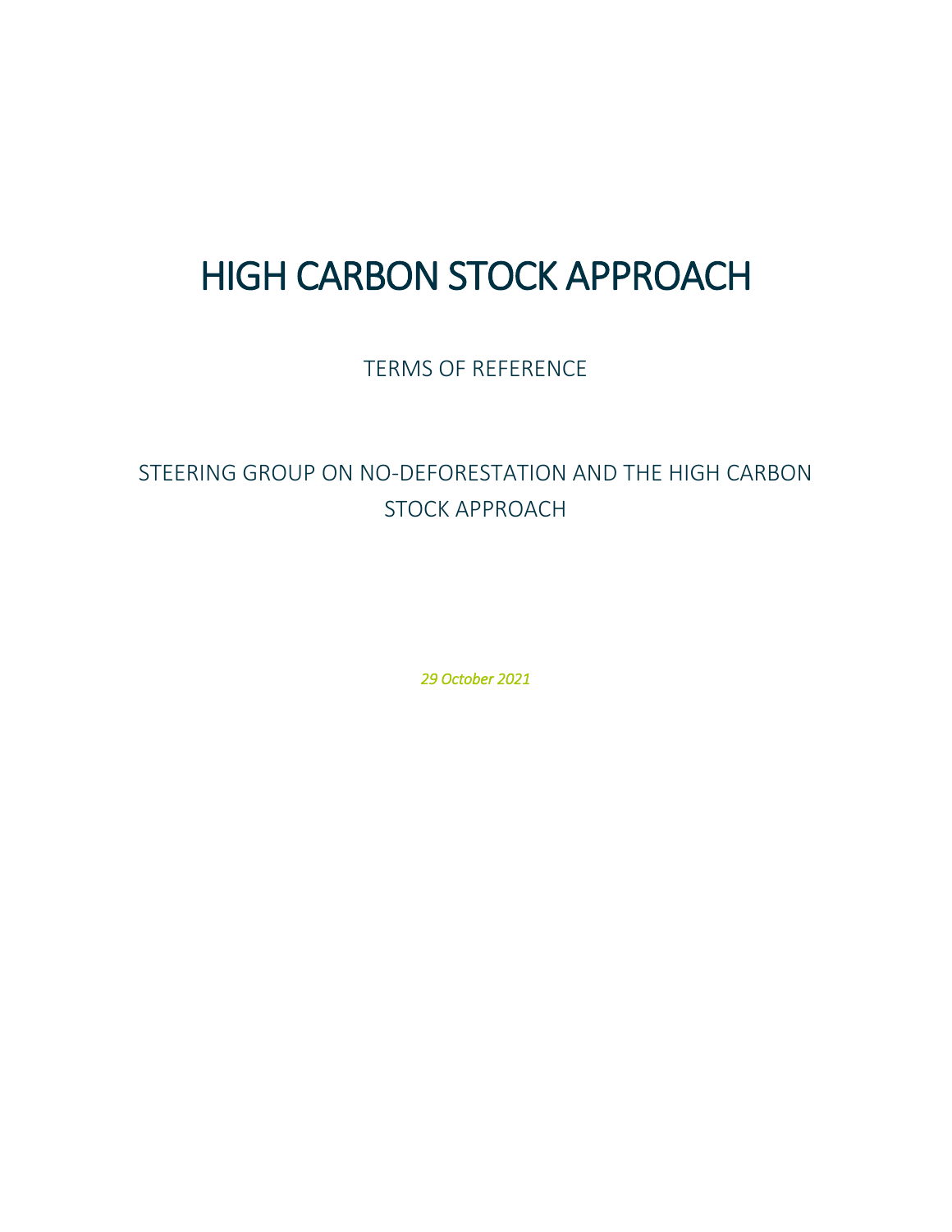# HIGH CARBON STOCK APPROACH

TERMS OF REFERENCE

## STEERING GROUP ON NO-DEFORESTATION AND THE HIGH CARBON STOCK APPROACH

*29 October 2021*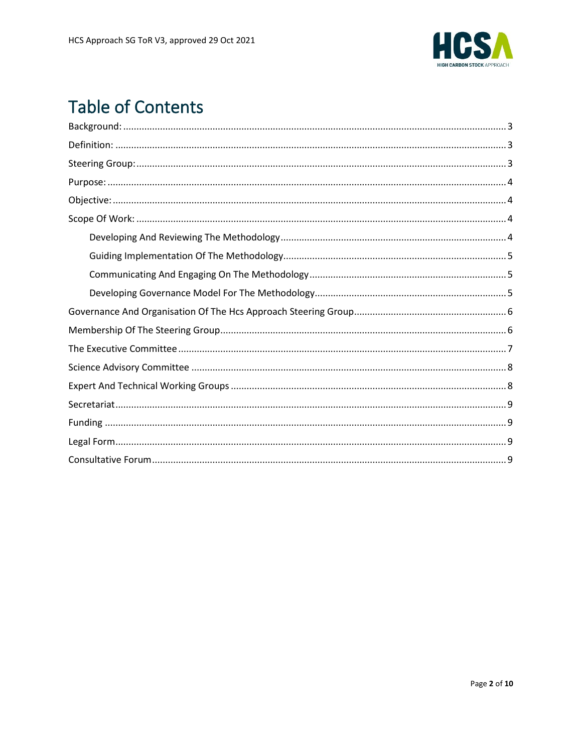# Table of Contents

Background: ........................................................ 3

Definition: ........................................................ 3

Steering Group: ........................................................ 3

Purpose: ........................................................ 4

Objective: ........................................................ 4

Scope Of Work: ........................................................ 4

- Developing And Reviewing The Methodology ........................................................ 4
- Guiding Implementation Of The Methodology ........................................................ 5
- Communicating And Engaging On The Methodology ........................................................ 5
- Developing Governance Model For The Methodology ........................................................ 5

Governance And Organisation Of The Hcs Approach Steering Group ........................................................ 6

Membership Of The Steering Group ........................................................ 6

The Executive Committee ........................................................ 7

Science Advisory Committee ........................................................ 8

Expert And Technical Working Groups ........................................................ 8

Secretariat ........................................................ 9

Funding ........................................................ 9

Legal Form ........................................................ 9

Consultative Forum ........................................................ 9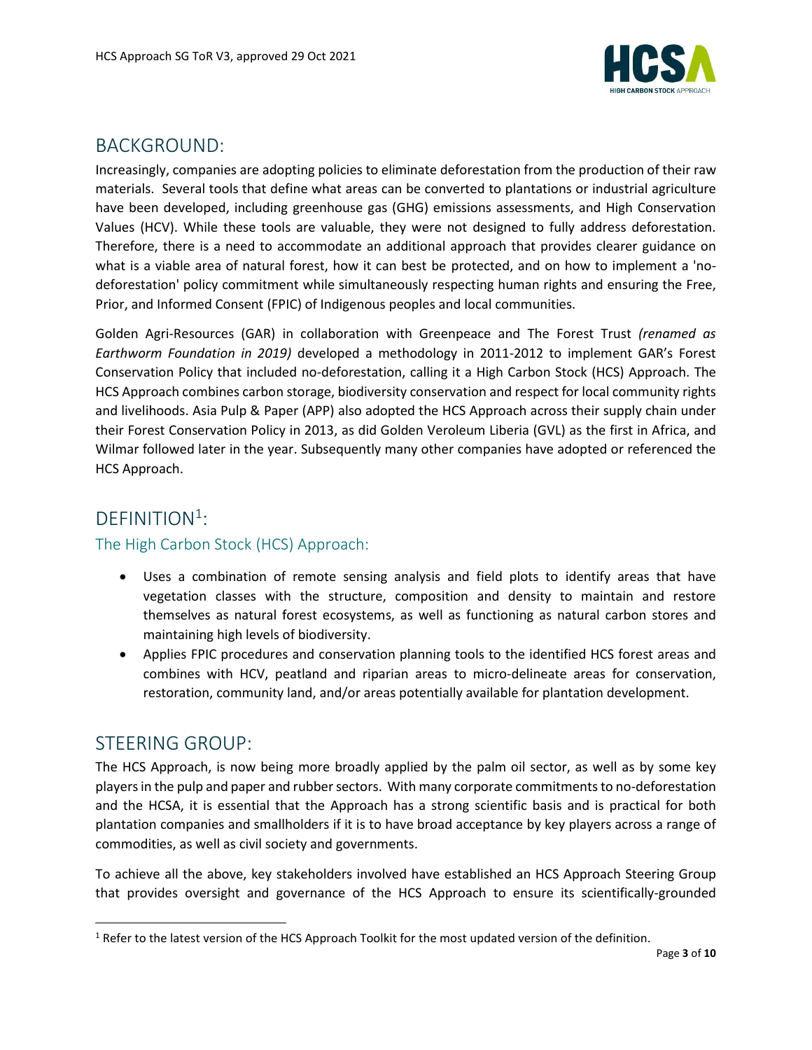## BACKGROUND:

Increasingly, companies are adopting policies to eliminate deforestation from the production of their raw materials. Several tools that define what areas can be converted to plantations or industrial agriculture have been developed, including greenhouse gas (GHG) emissions assessments, and High Conservation Values (HCV). While these tools are valuable, they were not designed to fully address deforestation. Therefore, there is a need to accommodate an additional approach that provides clearer guidance on what is a viable area of natural forest, how it can best be protected, and on how to implement a 'no-deforestation' policy commitment while simultaneously respecting human rights and ensuring the Free, Prior, and Informed Consent (FPIC) of Indigenous peoples and local communities.

Golden Agri-Resources (GAR) in collaboration with Greenpeace and The Forest Trust *(renamed as Earthworm Foundation in 2019)* developed a methodology in 2011-2012 to implement GAR's Forest Conservation Policy that included no-deforestation, calling it a High Carbon Stock (HCS) Approach. The HCS Approach combines carbon storage, biodiversity conservation and respect for local community rights and livelihoods. Asia Pulp & Paper (APP) also adopted the HCS Approach across their supply chain under their Forest Conservation Policy in 2013, as did Golden Veroleum Liberia (GVL) as the first in Africa, and Wilmar followed later in the year. Subsequently many other companies have adopted or referenced the HCS Approach.

## DEFINITION[1]:

### The High Carbon Stock (HCS) Approach:

- Uses a combination of remote sensing analysis and field plots to identify areas that have vegetation classes with the structure, composition and density to maintain and restore themselves as natural forest ecosystems, as well as functioning as natural carbon stores and maintaining high levels of biodiversity.
- Applies FPIC procedures and conservation planning tools to the identified HCS forest areas and combines with HCV, peatland and riparian areas to micro-delineate areas for conservation, restoration, community land, and/or areas potentially available for plantation development.

## STEERING GROUP:

The HCS Approach, is now being more broadly applied by the palm oil sector, as well as by some key players in the pulp and paper and rubber sectors. With many corporate commitments to no-deforestation and the HCSA, it is essential that the Approach has a strong scientific basis and is practical for both plantation companies and smallholders if it is to have broad acceptance by key players across a range of commodities, as well as civil society and governments.

To achieve all the above, key stakeholders involved have established an HCS Approach Steering Group that provides oversight and governance of the HCS Approach to ensure its scientifically-grounded

[1] Refer to the latest version of the HCS Approach Toolkit for the most updated version of the definition.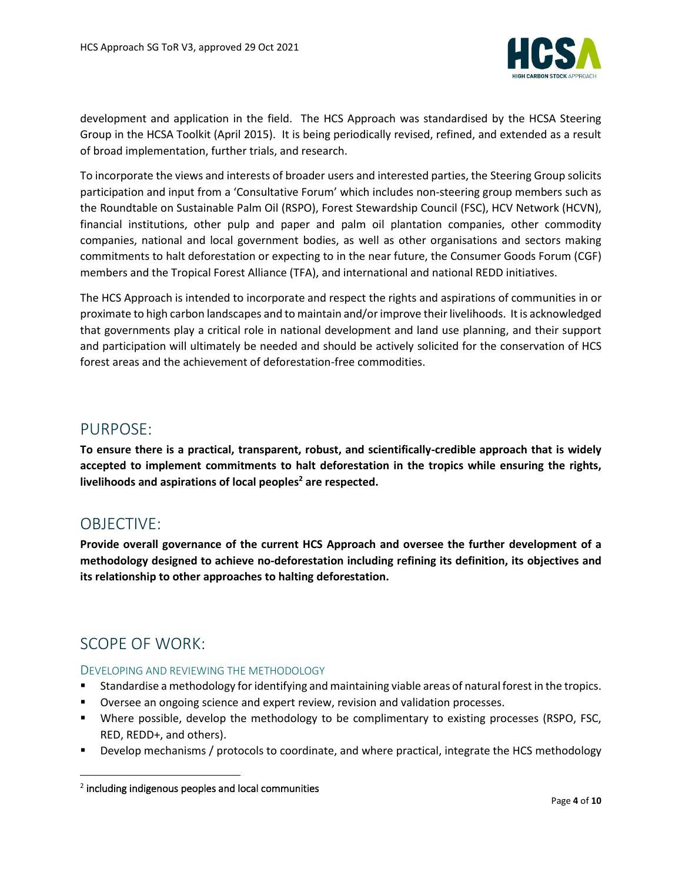development and application in the field. The HCS Approach was standardised by the HCSA Steering Group in the HCSA Toolkit (April 2015). It is being periodically revised, refined, and extended as a result of broad implementation, further trials, and research.

To incorporate the views and interests of broader users and interested parties, the Steering Group solicits participation and input from a 'Consultative Forum' which includes non-steering group members such as the Roundtable on Sustainable Palm Oil (RSPO), Forest Stewardship Council (FSC), HCV Network (HCVN), financial institutions, other pulp and paper and palm oil plantation companies, other commodity companies, national and local government bodies, as well as other organisations and sectors making commitments to halt deforestation or expecting to in the near future, the Consumer Goods Forum (CGF) members and the Tropical Forest Alliance (TFA), and international and national REDD initiatives.

The HCS Approach is intended to incorporate and respect the rights and aspirations of communities in or proximate to high carbon landscapes and to maintain and/or improve their livelihoods. It is acknowledged that governments play a critical role in national development and land use planning, and their support and participation will ultimately be needed and should be actively solicited for the conservation of HCS forest areas and the achievement of deforestation-free commodities.

## PURPOSE:

**To ensure there is a practical, transparent, robust, and scientifically-credible approach that is widely accepted to implement commitments to halt deforestation in the tropics while ensuring the rights, livelihoods and aspirations of local peoples[2] are respected.**

## OBJECTIVE:

**Provide overall governance of the current HCS Approach and oversee the further development of a methodology designed to achieve no-deforestation including refining its definition, its objectives and its relationship to other approaches to halting deforestation.**

## SCOPE OF WORK:

### DEVELOPING AND REVIEWING THE METHODOLOGY

- Standardise a methodology for identifying and maintaining viable areas of natural forest in the tropics.
- Oversee an ongoing science and expert review, revision and validation processes.
- Where possible, develop the methodology to be complimentary to existing processes (RSPO, FSC, RED, REDD+, and others).
- Develop mechanisms / protocols to coordinate, and where practical, integrate the HCS methodology

[2] including indigenous peoples and local communities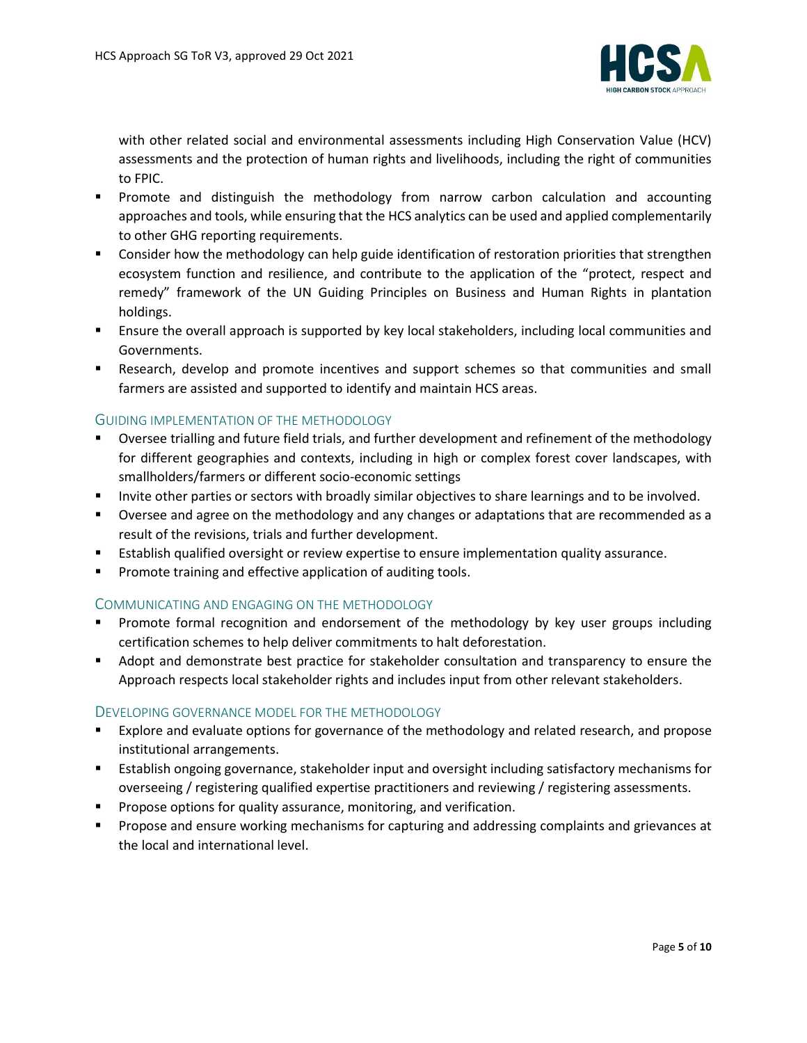with other related social and environmental assessments including High Conservation Value (HCV) assessments and the protection of human rights and livelihoods, including the right of communities to FPIC.

- Promote and distinguish the methodology from narrow carbon calculation and accounting approaches and tools, while ensuring that the HCS analytics can be used and applied complementarily to other GHG reporting requirements.
- Consider how the methodology can help guide identification of restoration priorities that strengthen ecosystem function and resilience, and contribute to the application of the "protect, respect and remedy" framework of the UN Guiding Principles on Business and Human Rights in plantation holdings.
- Ensure the overall approach is supported by key local stakeholders, including local communities and Governments.
- Research, develop and promote incentives and support schemes so that communities and small farmers are assisted and supported to identify and maintain HCS areas.

### Guiding implementation of the methodology

- Oversee trialling and future field trials, and further development and refinement of the methodology for different geographies and contexts, including in high or complex forest cover landscapes, with smallholders/farmers or different socio-economic settings
- Invite other parties or sectors with broadly similar objectives to share learnings and to be involved.
- Oversee and agree on the methodology and any changes or adaptations that are recommended as a result of the revisions, trials and further development.
- Establish qualified oversight or review expertise to ensure implementation quality assurance.
- Promote training and effective application of auditing tools.

### Communicating and engaging on the methodology

- Promote formal recognition and endorsement of the methodology by key user groups including certification schemes to help deliver commitments to halt deforestation.
- Adopt and demonstrate best practice for stakeholder consultation and transparency to ensure the Approach respects local stakeholder rights and includes input from other relevant stakeholders.

### Developing governance model for the methodology

- Explore and evaluate options for governance of the methodology and related research, and propose institutional arrangements.
- Establish ongoing governance, stakeholder input and oversight including satisfactory mechanisms for overseeing / registering qualified expertise practitioners and reviewing / registering assessments.
- Propose options for quality assurance, monitoring, and verification.
- Propose and ensure working mechanisms for capturing and addressing complaints and grievances at the local and international level.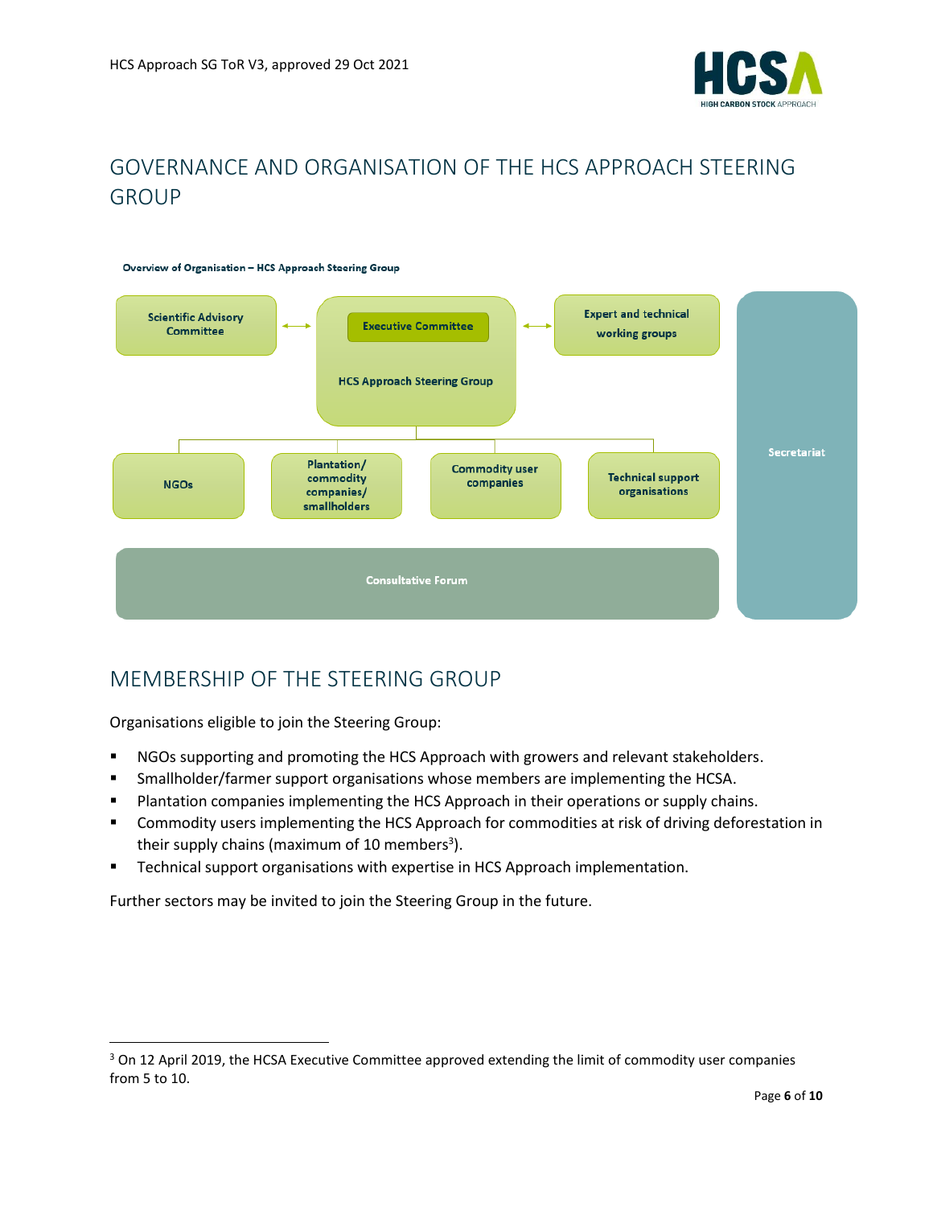## GOVERNANCE AND ORGANISATION OF THE HCS APPROACH STEERING GROUP

**Overview of Organisation – HCS Approach Steering Group**

Scientific Advisory Committee ⟷ Executive Committee / HCS Approach Steering Group ⟷ Expert and technical working groups

NGOs | Plantation/ commodity companies/ smallholders | Commodity user companies | Technical support organisations

Consultative Forum

Secretariat

## MEMBERSHIP OF THE STEERING GROUP

Organisations eligible to join the Steering Group:

- NGOs supporting and promoting the HCS Approach with growers and relevant stakeholders.
- Smallholder/farmer support organisations whose members are implementing the HCSA.
- Plantation companies implementing the HCS Approach in their operations or supply chains.
- Commodity users implementing the HCS Approach for commodities at risk of driving deforestation in their supply chains (maximum of 10 members[3]).
- Technical support organisations with expertise in HCS Approach implementation.

Further sectors may be invited to join the Steering Group in the future.

[3] On 12 April 2019, the HCSA Executive Committee approved extending the limit of commodity user companies from 5 to 10.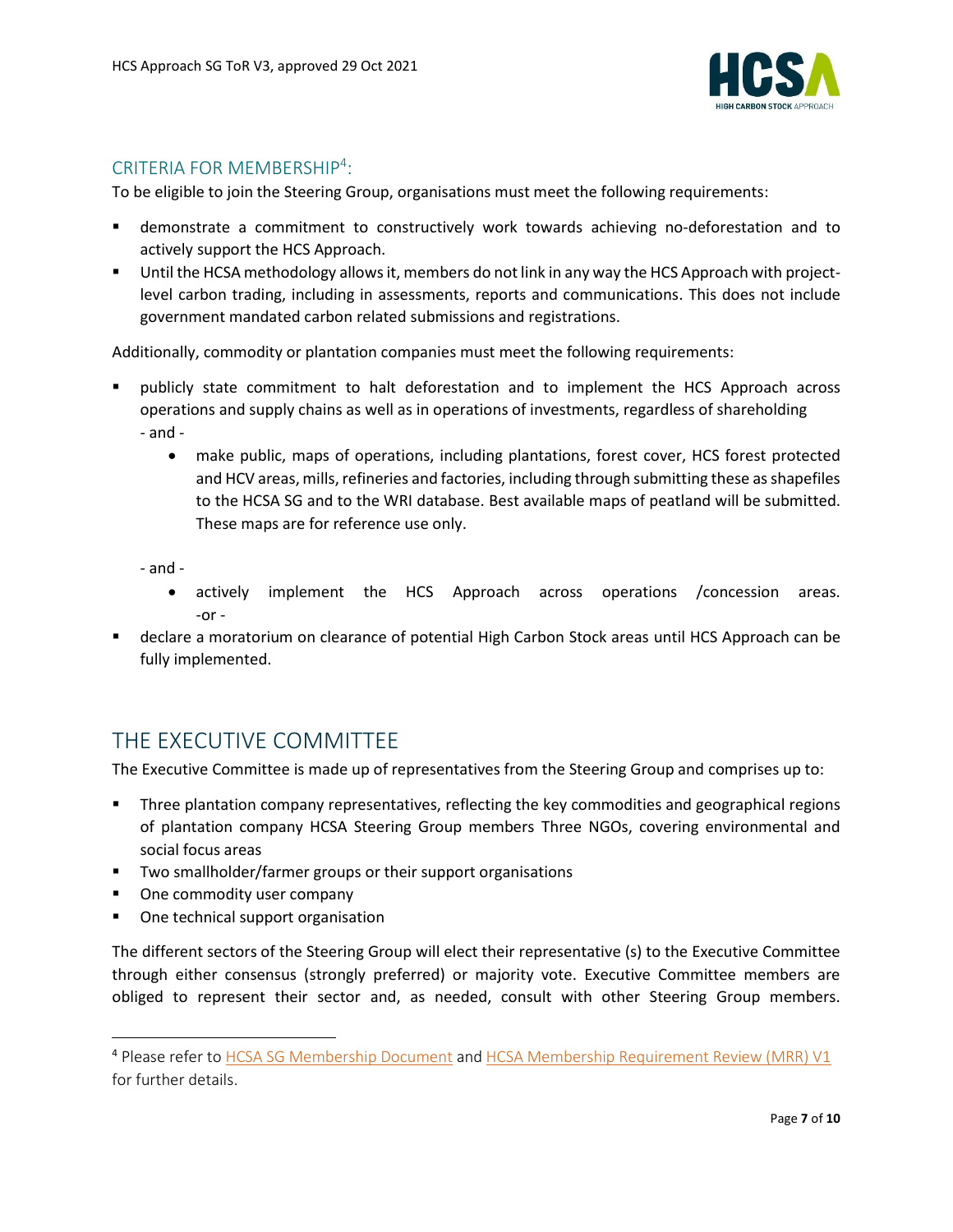## CRITERIA FOR MEMBERSHIP[4]:

To be eligible to join the Steering Group, organisations must meet the following requirements:

- demonstrate a commitment to constructively work towards achieving no-deforestation and to actively support the HCS Approach.
- Until the HCSA methodology allows it, members do not link in any way the HCS Approach with project-level carbon trading, including in assessments, reports and communications. This does not include government mandated carbon related submissions and registrations.

Additionally, commodity or plantation companies must meet the following requirements:

- publicly state commitment to halt deforestation and to implement the HCS Approach across operations and supply chains as well as in operations of investments, regardless of shareholding
  - and -
    - make public, maps of operations, including plantations, forest cover, HCS forest protected and HCV areas, mills, refineries and factories, including through submitting these as shapefiles to the HCSA SG and to the WRI database. Best available maps of peatland will be submitted. These maps are for reference use only.

  - and -
    - actively implement the HCS Approach across operations /concession areas.
  -or -
- declare a moratorium on clearance of potential High Carbon Stock areas until HCS Approach can be fully implemented.

# THE EXECUTIVE COMMITTEE

The Executive Committee is made up of representatives from the Steering Group and comprises up to:

- Three plantation company representatives, reflecting the key commodities and geographical regions of plantation company HCSA Steering Group members Three NGOs, covering environmental and social focus areas
- Two smallholder/farmer groups or their support organisations
- One commodity user company
- One technical support organisation

The different sectors of the Steering Group will elect their representative (s) to the Executive Committee through either consensus (strongly preferred) or majority vote. Executive Committee members are obliged to represent their sector and, as needed, consult with other Steering Group members.

[4] Please refer to HCSA SG Membership Document and HCSA Membership Requirement Review (MRR) V1 for further details.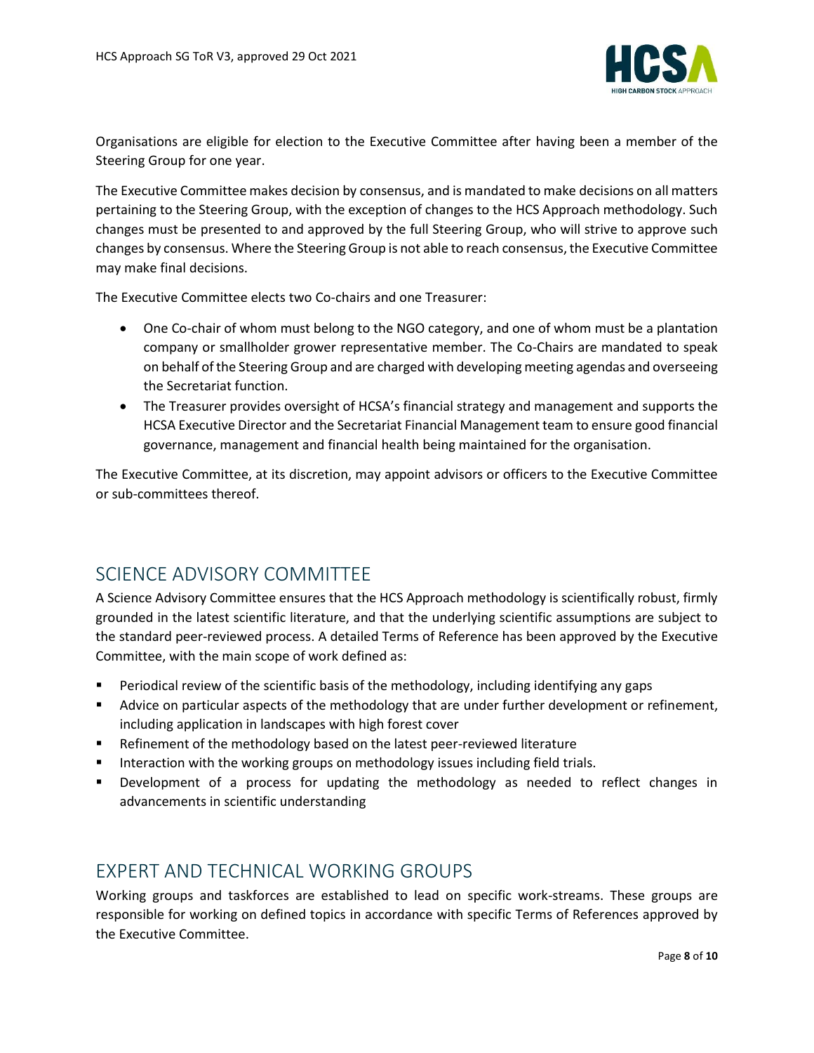Organisations are eligible for election to the Executive Committee after having been a member of the Steering Group for one year.

The Executive Committee makes decision by consensus, and is mandated to make decisions on all matters pertaining to the Steering Group, with the exception of changes to the HCS Approach methodology. Such changes must be presented to and approved by the full Steering Group, who will strive to approve such changes by consensus. Where the Steering Group is not able to reach consensus, the Executive Committee may make final decisions.

The Executive Committee elects two Co-chairs and one Treasurer:

- One Co-chair of whom must belong to the NGO category, and one of whom must be a plantation company or smallholder grower representative member. The Co-Chairs are mandated to speak on behalf of the Steering Group and are charged with developing meeting agendas and overseeing the Secretariat function.
- The Treasurer provides oversight of HCSA's financial strategy and management and supports the HCSA Executive Director and the Secretariat Financial Management team to ensure good financial governance, management and financial health being maintained for the organisation.

The Executive Committee, at its discretion, may appoint advisors or officers to the Executive Committee or sub-committees thereof.

## SCIENCE ADVISORY COMMITTEE

A Science Advisory Committee ensures that the HCS Approach methodology is scientifically robust, firmly grounded in the latest scientific literature, and that the underlying scientific assumptions are subject to the standard peer-reviewed process. A detailed Terms of Reference has been approved by the Executive Committee, with the main scope of work defined as:

- Periodical review of the scientific basis of the methodology, including identifying any gaps
- Advice on particular aspects of the methodology that are under further development or refinement, including application in landscapes with high forest cover
- Refinement of the methodology based on the latest peer-reviewed literature
- Interaction with the working groups on methodology issues including field trials.
- Development of a process for updating the methodology as needed to reflect changes in advancements in scientific understanding

## EXPERT AND TECHNICAL WORKING GROUPS

Working groups and taskforces are established to lead on specific work-streams. These groups are responsible for working on defined topics in accordance with specific Terms of References approved by the Executive Committee.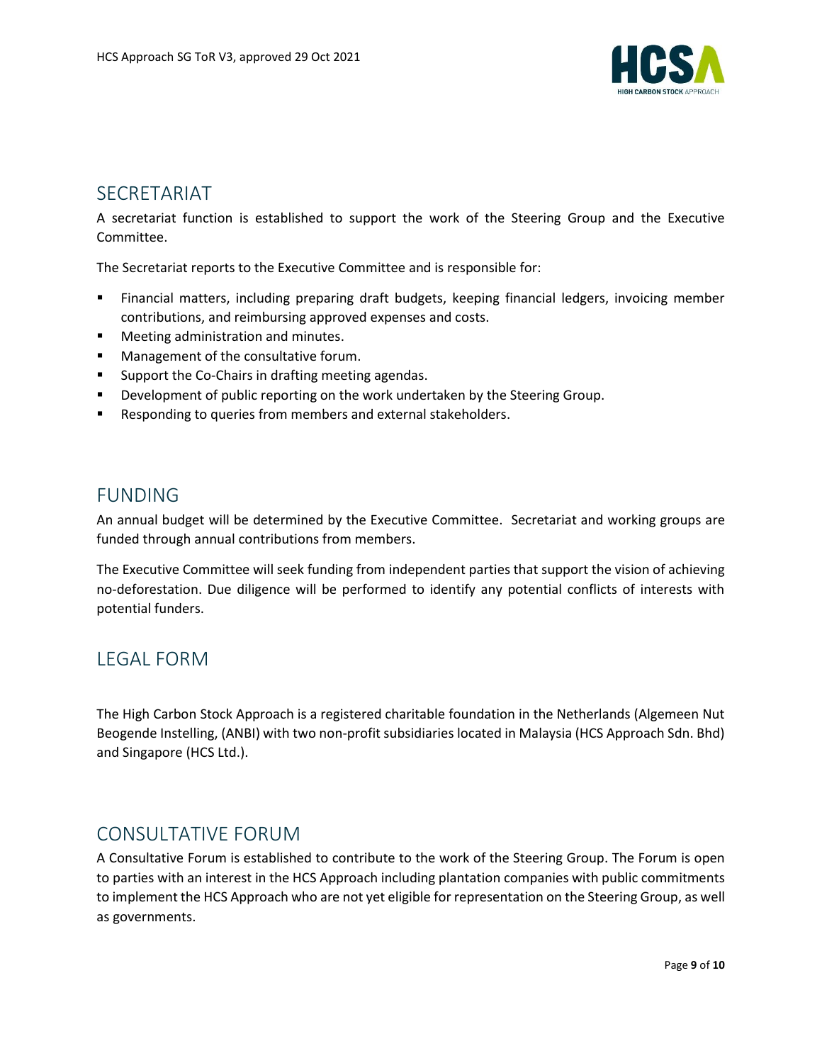## SECRETARIAT

A secretariat function is established to support the work of the Steering Group and the Executive Committee.

The Secretariat reports to the Executive Committee and is responsible for:

- Financial matters, including preparing draft budgets, keeping financial ledgers, invoicing member contributions, and reimbursing approved expenses and costs.
- Meeting administration and minutes.
- Management of the consultative forum.
- Support the Co-Chairs in drafting meeting agendas.
- Development of public reporting on the work undertaken by the Steering Group.
- Responding to queries from members and external stakeholders.

## FUNDING

An annual budget will be determined by the Executive Committee. Secretariat and working groups are funded through annual contributions from members.

The Executive Committee will seek funding from independent parties that support the vision of achieving no-deforestation. Due diligence will be performed to identify any potential conflicts of interests with potential funders.

## LEGAL FORM

The High Carbon Stock Approach is a registered charitable foundation in the Netherlands (Algemeen Nut Beogende Instelling, (ANBI) with two non-profit subsidiaries located in Malaysia (HCS Approach Sdn. Bhd) and Singapore (HCS Ltd.).

## CONSULTATIVE FORUM

A Consultative Forum is established to contribute to the work of the Steering Group. The Forum is open to parties with an interest in the HCS Approach including plantation companies with public commitments to implement the HCS Approach who are not yet eligible for representation on the Steering Group, as well as governments.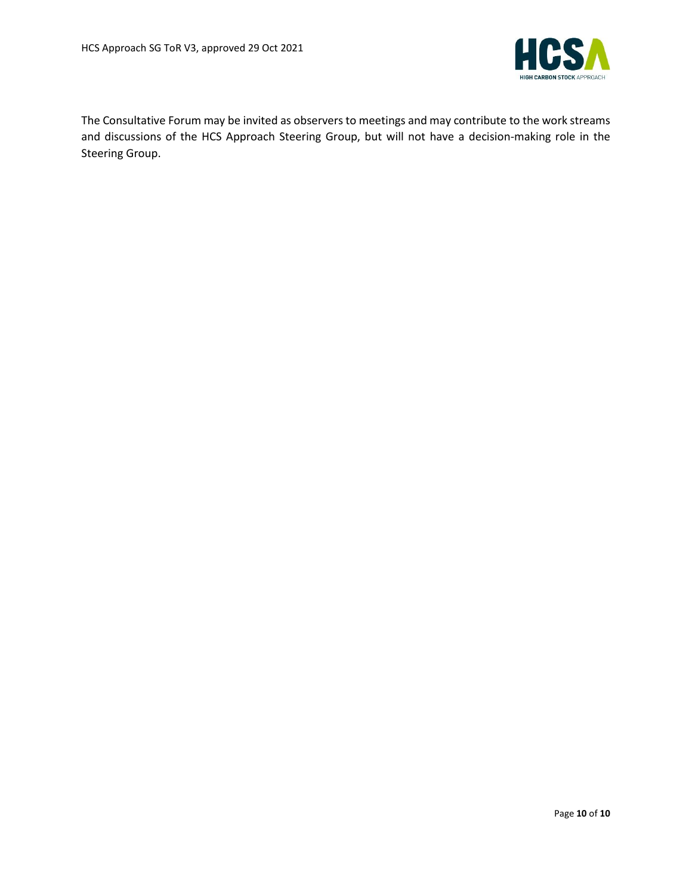The Consultative Forum may be invited as observers to meetings and may contribute to the work streams and discussions of the HCS Approach Steering Group, but will not have a decision-making role in the Steering Group.